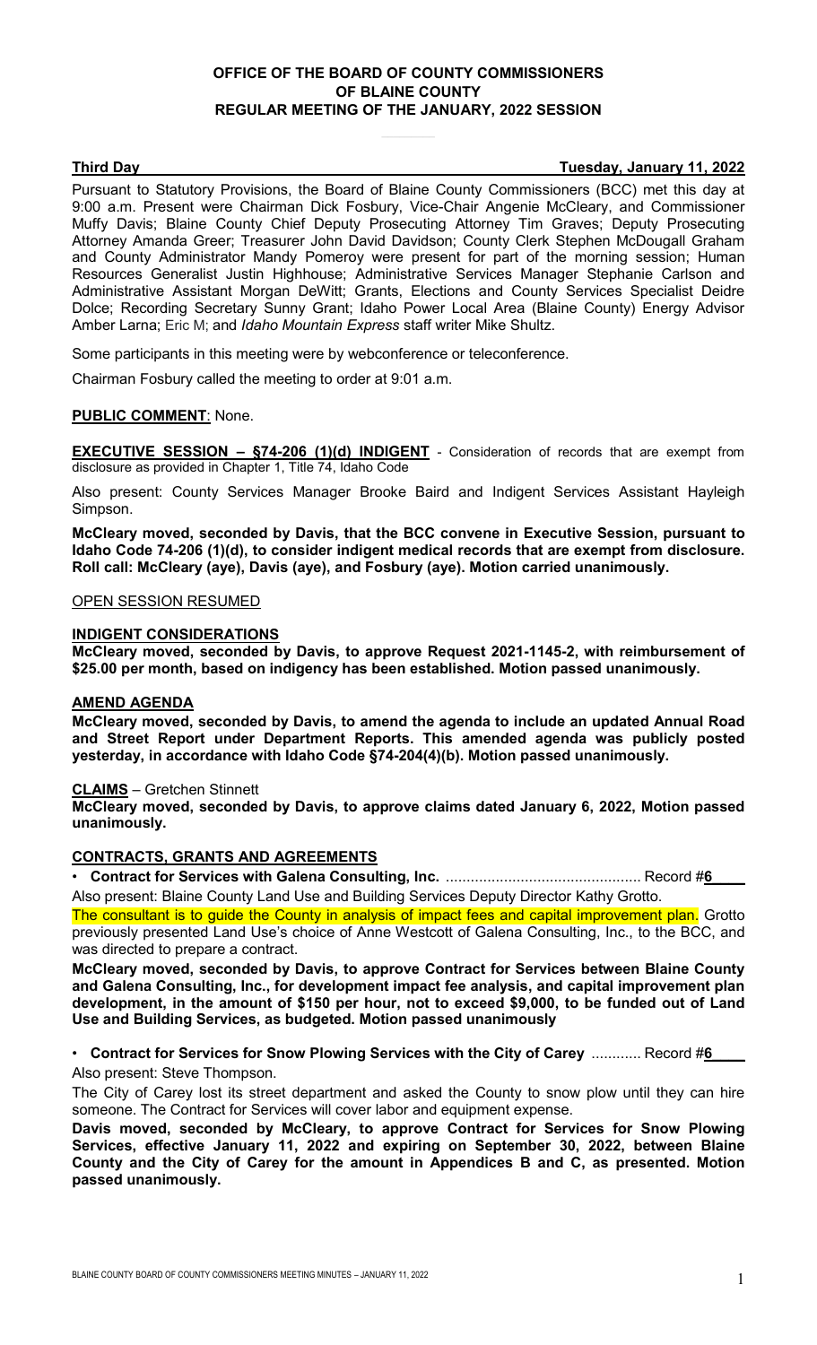**OFFICE OF THE BOARD OF COUNTY COMMISSIONERS**
**OF BLAINE COUNTY**
**REGULAR MEETING OF THE JANUARY, 2022 SESSION**

**Third Day** **Tuesday, January 11, 2022**

Pursuant to Statutory Provisions, the Board of Blaine County Commissioners (BCC) met this day at 9:00 a.m. Present were Chairman Dick Fosbury, Vice-Chair Angenie McCleary, and Commissioner Muffy Davis; Blaine County Chief Deputy Prosecuting Attorney Tim Graves; Deputy Prosecuting Attorney Amanda Greer; Treasurer John David Davidson; County Clerk Stephen McDougall Graham and County Administrator Mandy Pomeroy were present for part of the morning session; Human Resources Generalist Justin Highhouse; Administrative Services Manager Stephanie Carlson and Administrative Assistant Morgan DeWitt; Grants, Elections and County Services Specialist Deidre Dolce; Recording Secretary Sunny Grant; Idaho Power Local Area (Blaine County) Energy Advisor Amber Larna; Eric M; and *Idaho Mountain Express* staff writer Mike Shultz.

Some participants in this meeting were by webconference or teleconference.

Chairman Fosbury called the meeting to order at 9:01 a.m.

**PUBLIC COMMENT**: None.

**EXECUTIVE SESSION – §74-206 (1)(d) INDIGENT** - Consideration of records that are exempt from disclosure as provided in Chapter 1, Title 74, Idaho Code

Also present: County Services Manager Brooke Baird and Indigent Services Assistant Hayleigh Simpson.

**McCleary moved, seconded by Davis, that the BCC convene in Executive Session, pursuant to Idaho Code 74-206 (1)(d), to consider indigent medical records that are exempt from disclosure. Roll call: McCleary (aye), Davis (aye), and Fosbury (aye). Motion carried unanimously.**

OPEN SESSION RESUMED

**INDIGENT CONSIDERATIONS**

**McCleary moved, seconded by Davis, to approve Request 2021-1145-2, with reimbursement of $25.00 per month, based on indigency has been established. Motion passed unanimously.**

**AMEND AGENDA**

**McCleary moved, seconded by Davis, to amend the agenda to include an updated Annual Road and Street Report under Department Reports. This amended agenda was publicly posted yesterday, in accordance with Idaho Code §74-204(4)(b). Motion passed unanimously.**

**CLAIMS** – Gretchen Stinnett

**McCleary moved, seconded by Davis, to approve claims dated January 6, 2022, Motion passed unanimously.**

**CONTRACTS, GRANTS AND AGREEMENTS**

- **Contract for Services with Galena Consulting, Inc.** ............................................... Record #**6**

Also present: Blaine County Land Use and Building Services Deputy Director Kathy Grotto.

The consultant is to guide the County in analysis of impact fees and capital improvement plan. Grotto previously presented Land Use's choice of Anne Westcott of Galena Consulting, Inc., to the BCC, and was directed to prepare a contract.

**McCleary moved, seconded by Davis, to approve Contract for Services between Blaine County and Galena Consulting, Inc., for development impact fee analysis, and capital improvement plan development, in the amount of $150 per hour, not to exceed $9,000, to be funded out of Land Use and Building Services, as budgeted. Motion passed unanimously**

- **Contract for Services for Snow Plowing Services with the City of Carey** ............ Record #**6**

Also present: Steve Thompson.

The City of Carey lost its street department and asked the County to snow plow until they can hire someone. The Contract for Services will cover labor and equipment expense.

**Davis moved, seconded by McCleary, to approve Contract for Services for Snow Plowing Services, effective January 11, 2022 and expiring on September 30, 2022, between Blaine County and the City of Carey for the amount in Appendices B and C, as presented. Motion passed unanimously.**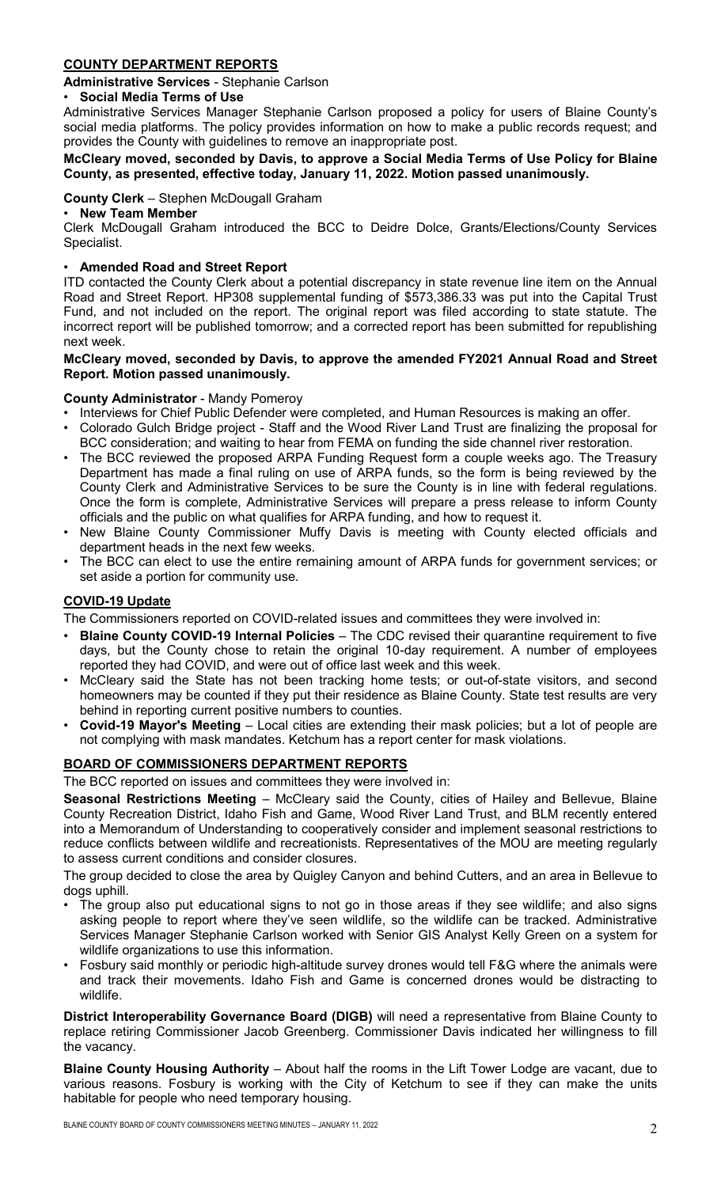## COUNTY DEPARTMENT REPORTS

**Administrative Services** - Stephanie Carlson

- **Social Media Terms of Use**

Administrative Services Manager Stephanie Carlson proposed a policy for users of Blaine County's social media platforms. The policy provides information on how to make a public records request; and provides the County with guidelines to remove an inappropriate post.

**McCleary moved, seconded by Davis, to approve a Social Media Terms of Use Policy for Blaine County, as presented, effective today, January 11, 2022. Motion passed unanimously.**

**County Clerk** – Stephen McDougall Graham

- **New Team Member**

Clerk McDougall Graham introduced the BCC to Deidre Dolce, Grants/Elections/County Services Specialist.

- **Amended Road and Street Report**

ITD contacted the County Clerk about a potential discrepancy in state revenue line item on the Annual Road and Street Report. HP308 supplemental funding of $573,386.33 was put into the Capital Trust Fund, and not included on the report. The original report was filed according to state statute. The incorrect report will be published tomorrow; and a corrected report has been submitted for republishing next week.

**McCleary moved, seconded by Davis, to approve the amended FY2021 Annual Road and Street Report. Motion passed unanimously.**

**County Administrator** - Mandy Pomeroy

- Interviews for Chief Public Defender were completed, and Human Resources is making an offer.
- Colorado Gulch Bridge project - Staff and the Wood River Land Trust are finalizing the proposal for BCC consideration; and waiting to hear from FEMA on funding the side channel river restoration.
- The BCC reviewed the proposed ARPA Funding Request form a couple weeks ago. The Treasury Department has made a final ruling on use of ARPA funds, so the form is being reviewed by the County Clerk and Administrative Services to be sure the County is in line with federal regulations. Once the form is complete, Administrative Services will prepare a press release to inform County officials and the public on what qualifies for ARPA funding, and how to request it.
- New Blaine County Commissioner Muffy Davis is meeting with County elected officials and department heads in the next few weeks.
- The BCC can elect to use the entire remaining amount of ARPA funds for government services; or set aside a portion for community use.

## COVID-19 Update

The Commissioners reported on COVID-related issues and committees they were involved in:

- **Blaine County COVID-19 Internal Policies** – The CDC revised their quarantine requirement to five days, but the County chose to retain the original 10-day requirement. A number of employees reported they had COVID, and were out of office last week and this week.
- McCleary said the State has not been tracking home tests; or out-of-state visitors, and second homeowners may be counted if they put their residence as Blaine County. State test results are very behind in reporting current positive numbers to counties.
- **Covid-19 Mayor's Meeting** – Local cities are extending their mask policies; but a lot of people are not complying with mask mandates. Ketchum has a report center for mask violations.

## BOARD OF COMMISSIONERS DEPARTMENT REPORTS

The BCC reported on issues and committees they were involved in:

**Seasonal Restrictions Meeting** – McCleary said the County, cities of Hailey and Bellevue, Blaine County Recreation District, Idaho Fish and Game, Wood River Land Trust, and BLM recently entered into a Memorandum of Understanding to cooperatively consider and implement seasonal restrictions to reduce conflicts between wildlife and recreationists. Representatives of the MOU are meeting regularly to assess current conditions and consider closures.

The group decided to close the area by Quigley Canyon and behind Cutters, and an area in Bellevue to dogs uphill.

- The group also put educational signs to not go in those areas if they see wildlife; and also signs asking people to report where they've seen wildlife, so the wildlife can be tracked. Administrative Services Manager Stephanie Carlson worked with Senior GIS Analyst Kelly Green on a system for wildlife organizations to use this information.
- Fosbury said monthly or periodic high-altitude survey drones would tell F&G where the animals were and track their movements. Idaho Fish and Game is concerned drones would be distracting to wildlife.

**District Interoperability Governance Board (DIGB)** will need a representative from Blaine County to replace retiring Commissioner Jacob Greenberg. Commissioner Davis indicated her willingness to fill the vacancy.

**Blaine County Housing Authority** – About half the rooms in the Lift Tower Lodge are vacant, due to various reasons. Fosbury is working with the City of Ketchum to see if they can make the units habitable for people who need temporary housing.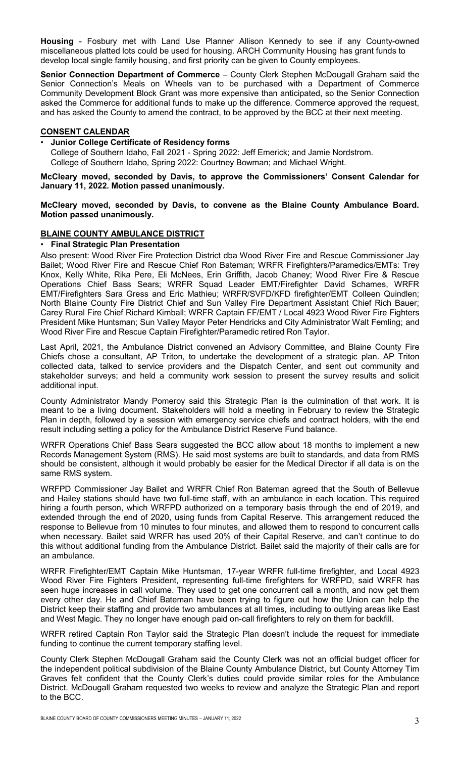**Housing** - Fosbury met with Land Use Planner Allison Kennedy to see if any County-owned miscellaneous platted lots could be used for housing. ARCH Community Housing has grant funds to develop local single family housing, and first priority can be given to County employees.

**Senior Connection Department of Commerce** – County Clerk Stephen McDougall Graham said the Senior Connection's Meals on Wheels van to be purchased with a Department of Commerce Community Development Block Grant was more expensive than anticipated, so the Senior Connection asked the Commerce for additional funds to make up the difference. Commerce approved the request, and has asked the County to amend the contract, to be approved by the BCC at their next meeting.

## CONSENT CALENDAR

- **Junior College Certificate of Residency forms**
  College of Southern Idaho, Fall 2021 - Spring 2022: Jeff Emerick; and Jamie Nordstrom.
  College of Southern Idaho, Spring 2022: Courtney Bowman; and Michael Wright.

**McCleary moved, seconded by Davis, to approve the Commissioners' Consent Calendar for January 11, 2022. Motion passed unanimously.**

**McCleary moved, seconded by Davis, to convene as the Blaine County Ambulance Board. Motion passed unanimously.**

## BLAINE COUNTY AMBULANCE DISTRICT

- **Final Strategic Plan Presentation**

Also present: Wood River Fire Protection District dba Wood River Fire and Rescue Commissioner Jay Bailet; Wood River Fire and Rescue Chief Ron Bateman; WRFR Firefighters/Paramedics/EMTs: Trey Knox, Kelly White, Rika Pere, Eli McNees, Erin Griffith, Jacob Chaney; Wood River Fire & Rescue Operations Chief Bass Sears; WRFR Squad Leader EMT/Firefighter David Schames, WRFR EMT/Firefighters Sara Gress and Eric Mathieu; WRFR/SVFD/KFD firefighter/EMT Colleen Quindlen; North Blaine County Fire District Chief and Sun Valley Fire Department Assistant Chief Rich Bauer; Carey Rural Fire Chief Richard Kimball; WRFR Captain FF/EMT / Local 4923 Wood River Fire Fighters President Mike Huntsman; Sun Valley Mayor Peter Hendricks and City Administrator Walt Femling; and Wood River Fire and Rescue Captain Firefighter/Paramedic retired Ron Taylor.

Last April, 2021, the Ambulance District convened an Advisory Committee, and Blaine County Fire Chiefs chose a consultant, AP Triton, to undertake the development of a strategic plan. AP Triton collected data, talked to service providers and the Dispatch Center, and sent out community and stakeholder surveys; and held a community work session to present the survey results and solicit additional input.

County Administrator Mandy Pomeroy said this Strategic Plan is the culmination of that work. It is meant to be a living document. Stakeholders will hold a meeting in February to review the Strategic Plan in depth, followed by a session with emergency service chiefs and contract holders, with the end result including setting a policy for the Ambulance District Reserve Fund balance.

WRFR Operations Chief Bass Sears suggested the BCC allow about 18 months to implement a new Records Management System (RMS). He said most systems are built to standards, and data from RMS should be consistent, although it would probably be easier for the Medical Director if all data is on the same RMS system.

WRFPD Commissioner Jay Bailet and WRFR Chief Ron Bateman agreed that the South of Bellevue and Hailey stations should have two full-time staff, with an ambulance in each location. This required hiring a fourth person, which WRFPD authorized on a temporary basis through the end of 2019, and extended through the end of 2020, using funds from Capital Reserve. This arrangement reduced the response to Bellevue from 10 minutes to four minutes, and allowed them to respond to concurrent calls when necessary. Bailet said WRFR has used 20% of their Capital Reserve, and can't continue to do this without additional funding from the Ambulance District. Bailet said the majority of their calls are for an ambulance.

WRFR Firefighter/EMT Captain Mike Huntsman, 17-year WRFR full-time firefighter, and Local 4923 Wood River Fire Fighters President, representing full-time firefighters for WRFPD, said WRFR has seen huge increases in call volume. They used to get one concurrent call a month, and now get them every other day. He and Chief Bateman have been trying to figure out how the Union can help the District keep their staffing and provide two ambulances at all times, including to outlying areas like East and West Magic. They no longer have enough paid on-call firefighters to rely on them for backfill.

WRFR retired Captain Ron Taylor said the Strategic Plan doesn't include the request for immediate funding to continue the current temporary staffing level.

County Clerk Stephen McDougall Graham said the County Clerk was not an official budget officer for the independent political subdivision of the Blaine County Ambulance District, but County Attorney Tim Graves felt confident that the County Clerk's duties could provide similar roles for the Ambulance District. McDougall Graham requested two weeks to review and analyze the Strategic Plan and report to the BCC.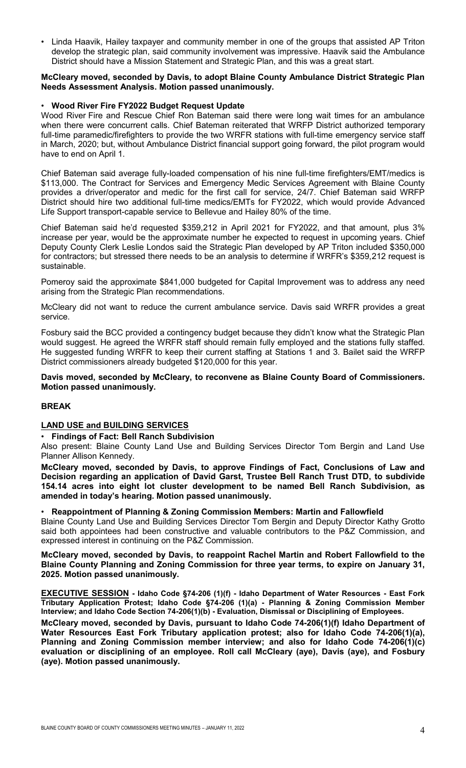- Linda Haavik, Hailey taxpayer and community member in one of the groups that assisted AP Triton develop the strategic plan, said community involvement was impressive. Haavik said the Ambulance District should have a Mission Statement and Strategic Plan, and this was a great start.

**McCleary moved, seconded by Davis, to adopt Blaine County Ambulance District Strategic Plan Needs Assessment Analysis. Motion passed unanimously.**

- **Wood River Fire FY2022 Budget Request Update**

Wood River Fire and Rescue Chief Ron Bateman said there were long wait times for an ambulance when there were concurrent calls. Chief Bateman reiterated that WRFP District authorized temporary full-time paramedic/firefighters to provide the two WRFR stations with full-time emergency service staff in March, 2020; but, without Ambulance District financial support going forward, the pilot program would have to end on April 1.

Chief Bateman said average fully-loaded compensation of his nine full-time firefighters/EMT/medics is $113,000. The Contract for Services and Emergency Medic Services Agreement with Blaine County provides a driver/operator and medic for the first call for service, 24/7. Chief Bateman said WRFP District should hire two additional full-time medics/EMTs for FY2022, which would provide Advanced Life Support transport-capable service to Bellevue and Hailey 80% of the time.

Chief Bateman said he'd requested $359,212 in April 2021 for FY2022, and that amount, plus 3% increase per year, would be the approximate number he expected to request in upcoming years. Chief Deputy County Clerk Leslie Londos said the Strategic Plan developed by AP Triton included $350,000 for contractors; but stressed there needs to be an analysis to determine if WRFR's $359,212 request is sustainable.

Pomeroy said the approximate $841,000 budgeted for Capital Improvement was to address any need arising from the Strategic Plan recommendations.

McCleary did not want to reduce the current ambulance service. Davis said WRFR provides a great service.

Fosbury said the BCC provided a contingency budget because they didn't know what the Strategic Plan would suggest. He agreed the WRFR staff should remain fully employed and the stations fully staffed. He suggested funding WRFR to keep their current staffing at Stations 1 and 3. Bailet said the WRFP District commissioners already budgeted $120,000 for this year.

**Davis moved, seconded by McCleary, to reconvene as Blaine County Board of Commissioners. Motion passed unanimously.**

**BREAK**

**LAND USE and BUILDING SERVICES**

- **Findings of Fact: Bell Ranch Subdivision**

Also present: Blaine County Land Use and Building Services Director Tom Bergin and Land Use Planner Allison Kennedy.

**McCleary moved, seconded by Davis, to approve Findings of Fact, Conclusions of Law and Decision regarding an application of David Garst, Trustee Bell Ranch Trust DTD, to subdivide 154.14 acres into eight lot cluster development to be named Bell Ranch Subdivision, as amended in today's hearing. Motion passed unanimously.**

- **Reappointment of Planning & Zoning Commission Members: Martin and Fallowfield**

Blaine County Land Use and Building Services Director Tom Bergin and Deputy Director Kathy Grotto said both appointees had been constructive and valuable contributors to the P&Z Commission, and expressed interest in continuing on the P&Z Commission.

**McCleary moved, seconded by Davis, to reappoint Rachel Martin and Robert Fallowfield to the Blaine County Planning and Zoning Commission for three year terms, to expire on January 31, 2025. Motion passed unanimously.**

**EXECUTIVE SESSION - Idaho Code §74-206 (1)(f) - Idaho Department of Water Resources - East Fork Tributary Application Protest; Idaho Code §74-206 (1)(a) - Planning & Zoning Commission Member Interview; and Idaho Code Section 74-206(1)(b) - Evaluation, Dismissal or Disciplining of Employees.**

**McCleary moved, seconded by Davis, pursuant to Idaho Code 74-206(1)(f) Idaho Department of Water Resources East Fork Tributary application protest; also for Idaho Code 74-206(1)(a), Planning and Zoning Commission member interview; and also for Idaho Code 74-206(1)(c) evaluation or disciplining of an employee. Roll call McCleary (aye), Davis (aye), and Fosbury (aye). Motion passed unanimously.**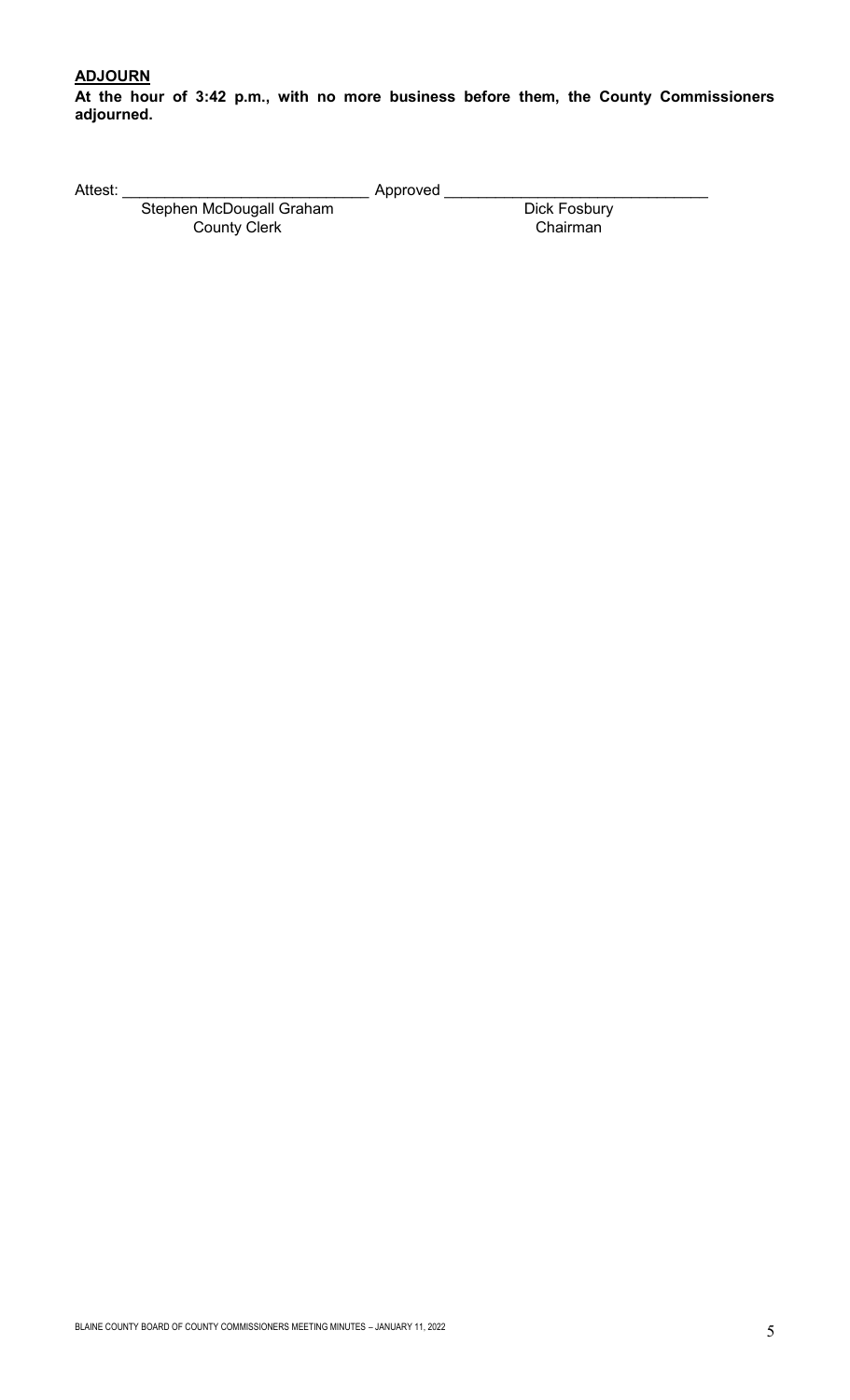**ADJOURN**

**At the hour of 3:42 p.m., with no more business before them, the County Commissioners adjourned.**

Attest: ____________________________ Approved ______________________________

Stephen McDougall Graham
County Clerk

Dick Fosbury
Chairman